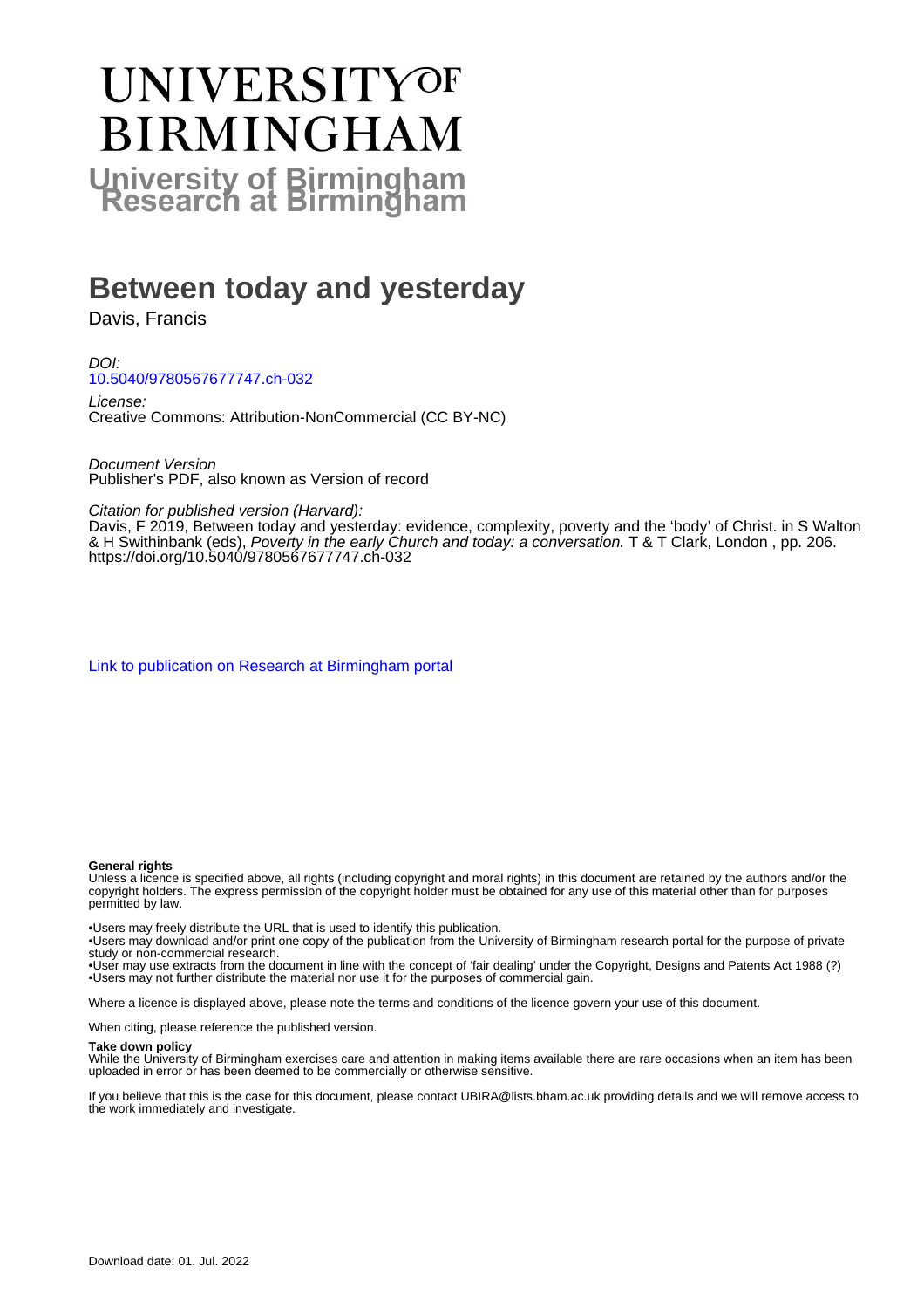# UNIVERSITY OF BIRMINGHAM

## University of Birmingham Research at Birmingham

# Between today and yesterday

Davis, Francis

*DOI:*
10.5040/9780567677747.ch-032

*License:*
Creative Commons: Attribution-NonCommercial (CC BY-NC)

*Document Version*
Publisher's PDF, also known as Version of record

*Citation for published version (Harvard):*
Davis, F 2019, Between today and yesterday: evidence, complexity, poverty and the 'body' of Christ. in S Walton & H Swithinbank (eds), *Poverty in the early Church and today: a conversation.* T & T Clark, London , pp. 206. https://doi.org/10.5040/9780567677747.ch-032

Link to publication on Research at Birmingham portal

**General rights**
Unless a licence is specified above, all rights (including copyright and moral rights) in this document are retained by the authors and/or the copyright holders. The express permission of the copyright holder must be obtained for any use of this material other than for purposes permitted by law.

•Users may freely distribute the URL that is used to identify this publication.
•Users may download and/or print one copy of the publication from the University of Birmingham research portal for the purpose of private study or non-commercial research.
•User may use extracts from the document in line with the concept of 'fair dealing' under the Copyright, Designs and Patents Act 1988 (?)
•Users may not further distribute the material nor use it for the purposes of commercial gain.

Where a licence is displayed above, please note the terms and conditions of the licence govern your use of this document.

When citing, please reference the published version.

**Take down policy**
While the University of Birmingham exercises care and attention in making items available there are rare occasions when an item has been uploaded in error or has been deemed to be commercially or otherwise sensitive.

If you believe that this is the case for this document, please contact UBIRA@lists.bham.ac.uk providing details and we will remove access to the work immediately and investigate.

Download date: 01. Jul. 2022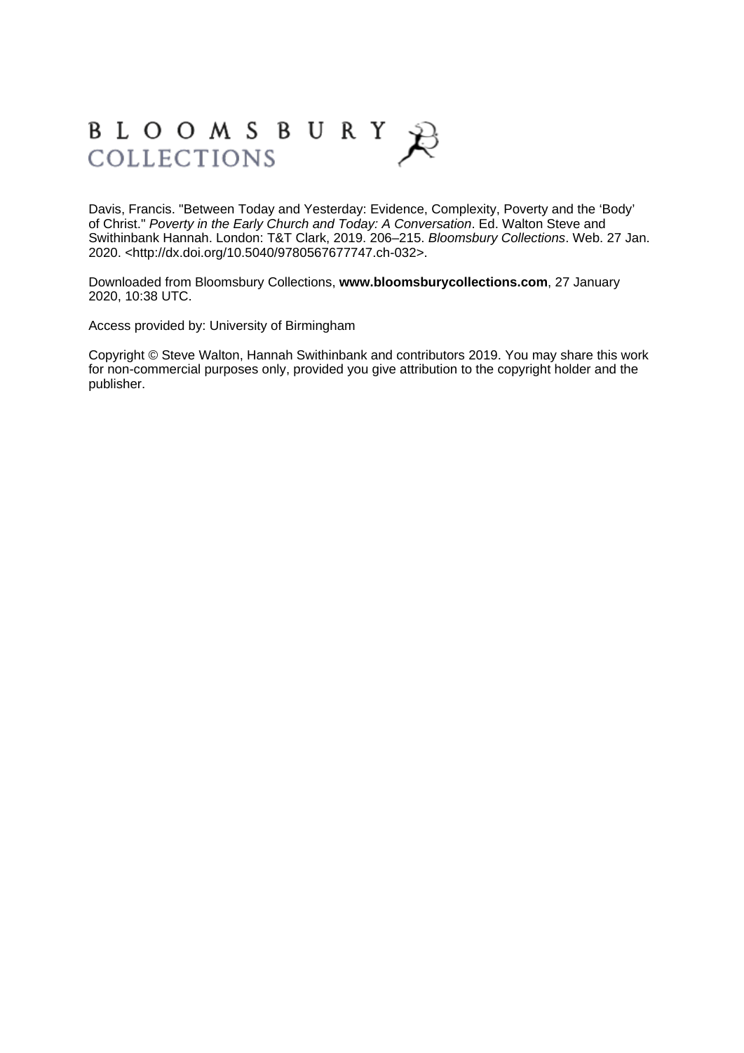BLOOMSBURY COLLECTIONS

Davis, Francis. "Between Today and Yesterday: Evidence, Complexity, Poverty and the ‘Body’ of Christ." *Poverty in the Early Church and Today: A Conversation*. Ed. Walton Steve and Swithinbank Hannah. London: T&T Clark, 2019. 206–215. *Bloomsbury Collections*. Web. 27 Jan. 2020. <http://dx.doi.org/10.5040/9780567677747.ch-032>.

Downloaded from Bloomsbury Collections, **www.bloomsburycollections.com**, 27 January 2020, 10:38 UTC.

Access provided by: University of Birmingham

Copyright © Steve Walton, Hannah Swithinbank and contributors 2019. You may share this work for non-commercial purposes only, provided you give attribution to the copyright holder and the publisher.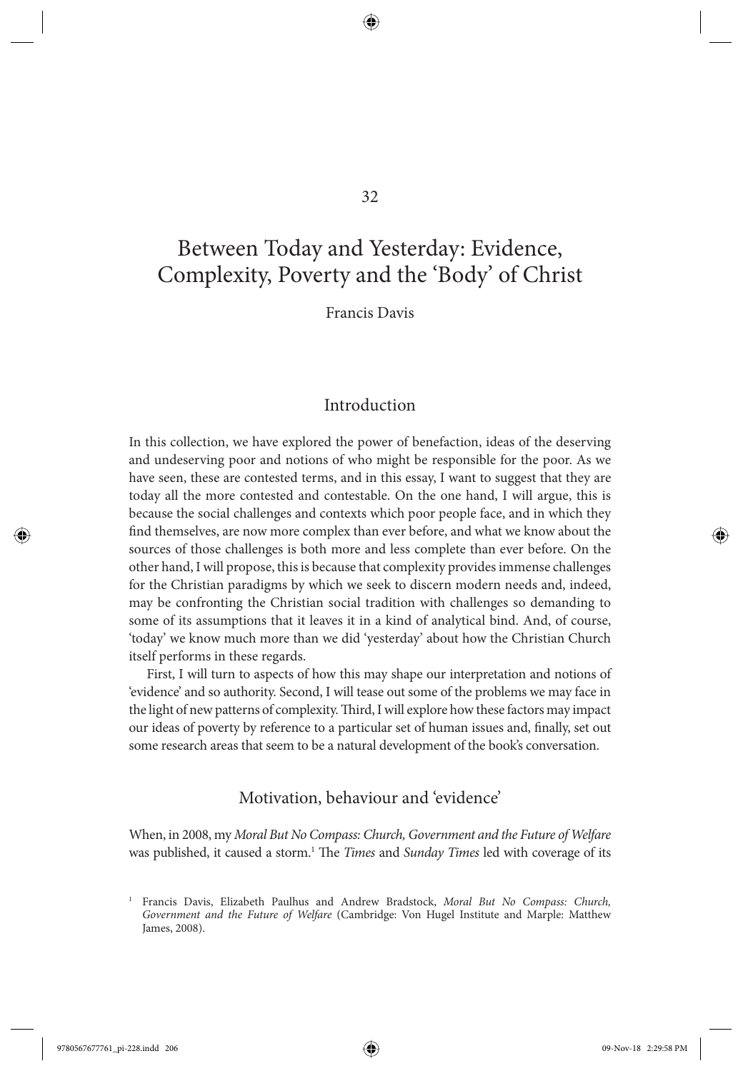# 32

# Between Today and Yesterday: Evidence, Complexity, Poverty and the 'Body' of Christ

Francis Davis

## Introduction

In this collection, we have explored the power of benefaction, ideas of the deserving and undeserving poor and notions of who might be responsible for the poor. As we have seen, these are contested terms, and in this essay, I want to suggest that they are today all the more contested and contestable. On the one hand, I will argue, this is because the social challenges and contexts which poor people face, and in which they find themselves, are now more complex than ever before, and what we know about the sources of those challenges is both more and less complete than ever before. On the other hand, I will propose, this is because that complexity provides immense challenges for the Christian paradigms by which we seek to discern modern needs and, indeed, may be confronting the Christian social tradition with challenges so demanding to some of its assumptions that it leaves it in a kind of analytical bind. And, of course, 'today' we know much more than we did 'yesterday' about how the Christian Church itself performs in these regards.

First, I will turn to aspects of how this may shape our interpretation and notions of 'evidence' and so authority. Second, I will tease out some of the problems we may face in the light of new patterns of complexity. Third, I will explore how these factors may impact our ideas of poverty by reference to a particular set of human issues and, finally, set out some research areas that seem to be a natural development of the book's conversation.

## Motivation, behaviour and 'evidence'

When, in 2008, my *Moral But No Compass: Church, Government and the Future of Welfare* was published, it caused a storm.[1] The *Times* and *Sunday Times* led with coverage of its

[1] Francis Davis, Elizabeth Paulhus and Andrew Bradstock, *Moral But No Compass: Church, Government and the Future of Welfare* (Cambridge: Von Hugel Institute and Marple: Matthew James, 2008).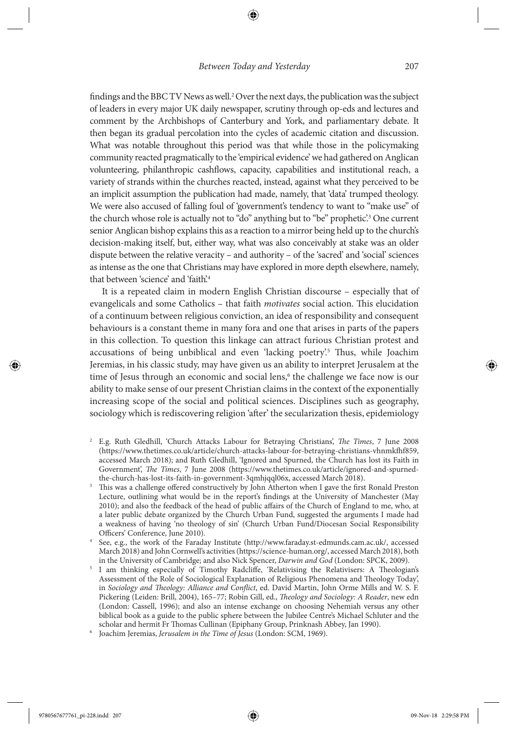findings and the BBC TV News as well.[2] Over the next days, the publication was the subject of leaders in every major UK daily newspaper, scrutiny through op-eds and lectures and comment by the Archbishops of Canterbury and York, and parliamentary debate. It then began its gradual percolation into the cycles of academic citation and discussion. What was notable throughout this period was that while those in the policymaking community reacted pragmatically to the 'empirical evidence' we had gathered on Anglican volunteering, philanthropic cashflows, capacity, capabilities and institutional reach, a variety of strands within the churches reacted, instead, against what they perceived to be an implicit assumption the publication had made, namely, that 'data' trumped theology. We were also accused of falling foul of 'government's tendency to want to "make use" of the church whose role is actually not to "do" anything but to "be" prophetic'.[3] One current senior Anglican bishop explains this as a reaction to a mirror being held up to the church's decision-making itself, but, either way, what was also conceivably at stake was an older dispute between the relative veracity – and authority – of the 'sacred' and 'social' sciences as intense as the one that Christians may have explored in more depth elsewhere, namely, that between 'science' and 'faith'.[4]

It is a repeated claim in modern English Christian discourse – especially that of evangelicals and some Catholics – that faith *motivates* social action. This elucidation of a continuum between religious conviction, an idea of responsibility and consequent behaviours is a constant theme in many fora and one that arises in parts of the papers in this collection. To question this linkage can attract furious Christian protest and accusations of being unbiblical and even 'lacking poetry'.[5] Thus, while Joachim Jeremias, in his classic study, may have given us an ability to interpret Jerusalem at the time of Jesus through an economic and social lens,[6] the challenge we face now is our ability to make sense of our present Christian claims in the context of the exponentially increasing scope of the social and political sciences. Disciplines such as geography, sociology which is rediscovering religion 'after' the secularization thesis, epidemiology

---

[2] E.g. Ruth Gledhill, 'Church Attacks Labour for Betraying Christians', *The Times*, 7 June 2008 (https://www.thetimes.co.uk/article/church-attacks-labour-for-betraying-christians-vhnmkfhf859, accessed March 2018); and Ruth Gledhill, 'Ignored and Spurned, the Church has lost its Faith in Government', *The Times*, 7 June 2008 (https://www.thetimes.co.uk/article/ignored-and-spurned-the-church-has-lost-its-faith-in-government-3qmhjqql06x, accessed March 2018).

[3] This was a challenge offered constructively by John Atherton when I gave the first Ronald Preston Lecture, outlining what would be in the report's findings at the University of Manchester (May 2010); and also the feedback of the head of public affairs of the Church of England to me, who, at a later public debate organized by the Church Urban Fund, suggested the arguments I made had a weakness of having 'no theology of sin' (Church Urban Fund/Diocesan Social Responsibility Officers' Conference, June 2010).

[4] See, e.g., the work of the Faraday Institute (http://www.faraday.st-edmunds.cam.ac.uk/, accessed March 2018) and John Cornwell's activities (https://science-human.org/, accessed March 2018), both in the University of Cambridge; and also Nick Spencer, *Darwin and God* (London: SPCK, 2009).

[5] I am thinking especially of Timothy Radcliffe, 'Relativising the Relativisers: A Theologian's Assessment of the Role of Sociological Explanation of Religious Phenomena and Theology Today', in *Sociology and Theology: Alliance and Conflict*, ed. David Martin, John Orme Mills and W. S. F. Pickering (Leiden: Brill, 2004), 165–77; Robin Gill, ed., *Theology and Sociology: A Reader*, new edn (London: Cassell, 1996); and also an intense exchange on choosing Nehemiah versus any other biblical book as a guide to the public sphere between the Jubilee Centre's Michael Schluter and the scholar and hermit Fr Thomas Cullinan (Epiphany Group, Prinknash Abbey, Jan 1990).

[6] Joachim Jeremias, *Jerusalem in the Time of Jesus* (London: SCM, 1969).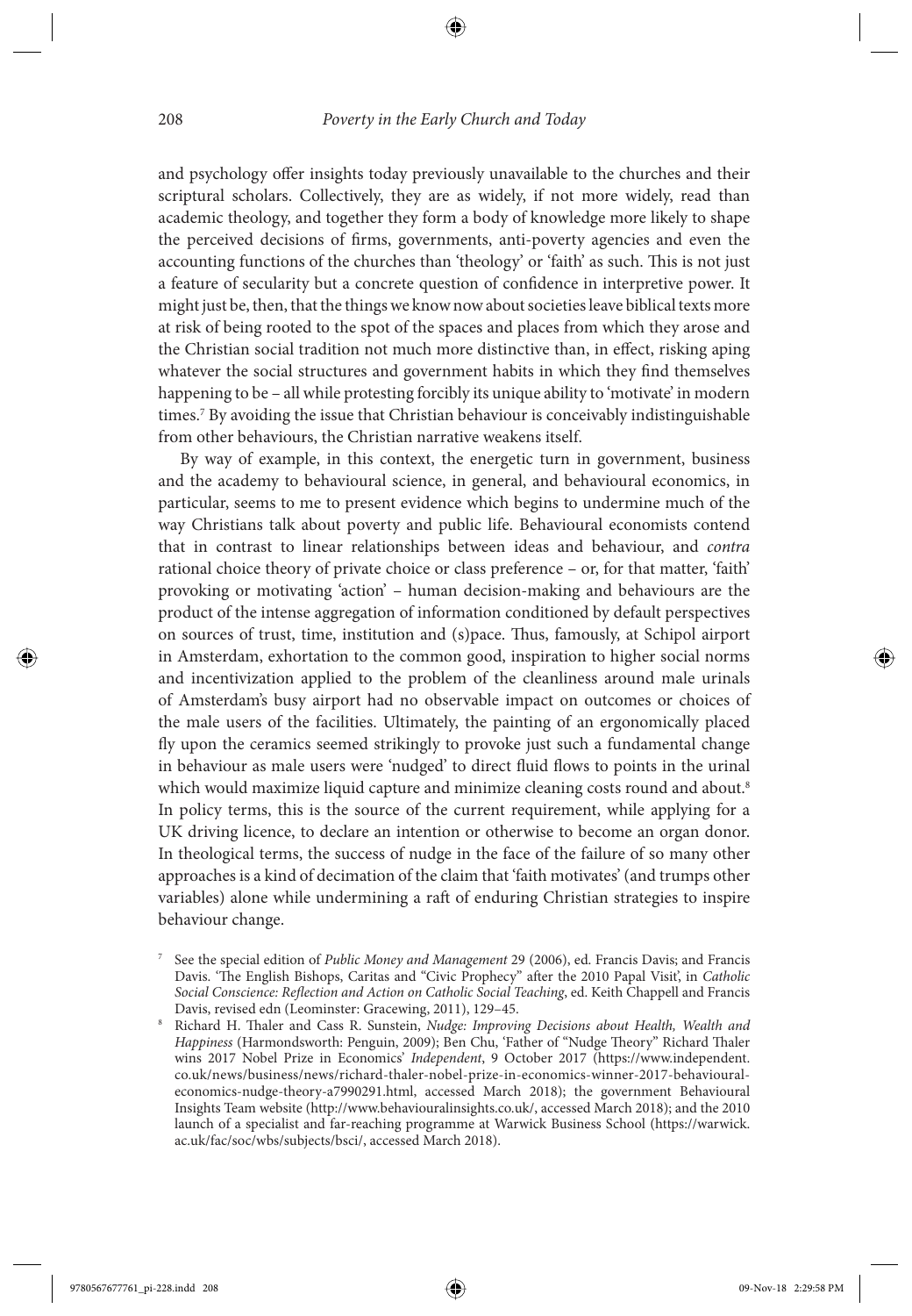and psychology offer insights today previously unavailable to the churches and their scriptural scholars. Collectively, they are as widely, if not more widely, read than academic theology, and together they form a body of knowledge more likely to shape the perceived decisions of firms, governments, anti-poverty agencies and even the accounting functions of the churches than 'theology' or 'faith' as such. This is not just a feature of secularity but a concrete question of confidence in interpretive power. It might just be, then, that the things we know now about societies leave biblical texts more at risk of being rooted to the spot of the spaces and places from which they arose and the Christian social tradition not much more distinctive than, in effect, risking aping whatever the social structures and government habits in which they find themselves happening to be – all while protesting forcibly its unique ability to 'motivate' in modern times.[7] By avoiding the issue that Christian behaviour is conceivably indistinguishable from other behaviours, the Christian narrative weakens itself.

By way of example, in this context, the energetic turn in government, business and the academy to behavioural science, in general, and behavioural economics, in particular, seems to me to present evidence which begins to undermine much of the way Christians talk about poverty and public life. Behavioural economists contend that in contrast to linear relationships between ideas and behaviour, and *contra* rational choice theory of private choice or class preference – or, for that matter, 'faith' provoking or motivating 'action' – human decision-making and behaviours are the product of the intense aggregation of information conditioned by default perspectives on sources of trust, time, institution and (s)pace. Thus, famously, at Schipol airport in Amsterdam, exhortation to the common good, inspiration to higher social norms and incentivization applied to the problem of the cleanliness around male urinals of Amsterdam's busy airport had no observable impact on outcomes or choices of the male users of the facilities. Ultimately, the painting of an ergonomically placed fly upon the ceramics seemed strikingly to provoke just such a fundamental change in behaviour as male users were 'nudged' to direct fluid flows to points in the urinal which would maximize liquid capture and minimize cleaning costs round and about.[8] In policy terms, this is the source of the current requirement, while applying for a UK driving licence, to declare an intention or otherwise to become an organ donor. In theological terms, the success of nudge in the face of the failure of so many other approaches is a kind of decimation of the claim that 'faith motivates' (and trumps other variables) alone while undermining a raft of enduring Christian strategies to inspire behaviour change.

[7] See the special edition of *Public Money and Management* 29 (2006), ed. Francis Davis; and Francis Davis. 'The English Bishops, Caritas and "Civic Prophecy" after the 2010 Papal Visit', in *Catholic Social Conscience: Reflection and Action on Catholic Social Teaching*, ed. Keith Chappell and Francis Davis, revised edn (Leominster: Gracewing, 2011), 129–45.

[8] Richard H. Thaler and Cass R. Sunstein, *Nudge: Improving Decisions about Health, Wealth and Happiness* (Harmondsworth: Penguin, 2009); Ben Chu, 'Father of "Nudge Theory" Richard Thaler wins 2017 Nobel Prize in Economics' *Independent*, 9 October 2017 (https://www.independent.co.uk/news/business/news/richard-thaler-nobel-prize-in-economics-winner-2017-behavioural-economics-nudge-theory-a7990291.html, accessed March 2018); the government Behavioural Insights Team website (http://www.behaviouralinsights.co.uk/, accessed March 2018); and the 2010 launch of a specialist and far-reaching programme at Warwick Business School (https://warwick.ac.uk/fac/soc/wbs/subjects/bsci/, accessed March 2018).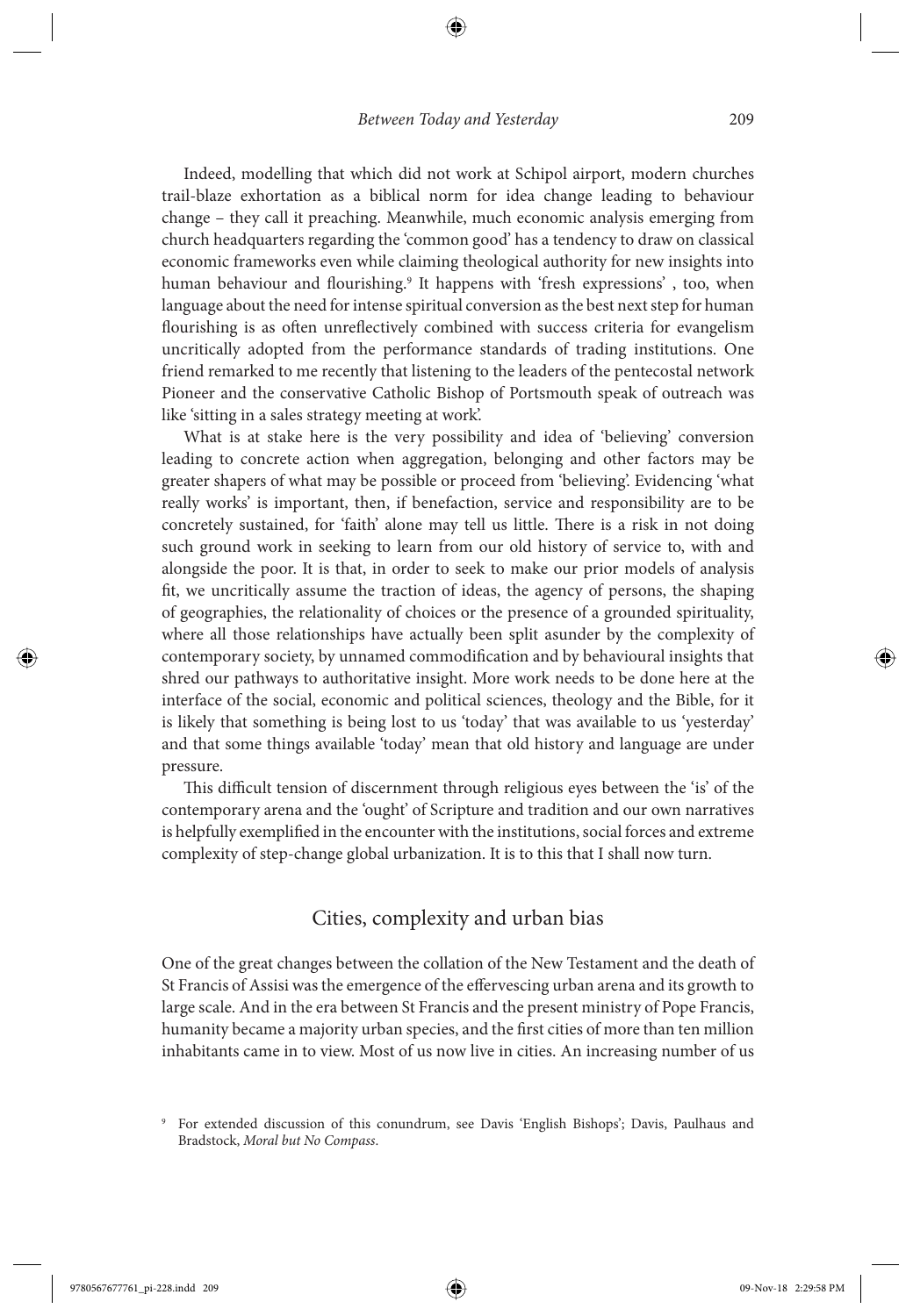Indeed, modelling that which did not work at Schipol airport, modern churches trail-blaze exhortation as a biblical norm for idea change leading to behaviour change – they call it preaching. Meanwhile, much economic analysis emerging from church headquarters regarding the 'common good' has a tendency to draw on classical economic frameworks even while claiming theological authority for new insights into human behaviour and flourishing.[9] It happens with 'fresh expressions' , too, when language about the need for intense spiritual conversion as the best next step for human flourishing is as often unreflectively combined with success criteria for evangelism uncritically adopted from the performance standards of trading institutions. One friend remarked to me recently that listening to the leaders of the pentecostal network Pioneer and the conservative Catholic Bishop of Portsmouth speak of outreach was like 'sitting in a sales strategy meeting at work'.

What is at stake here is the very possibility and idea of 'believing' conversion leading to concrete action when aggregation, belonging and other factors may be greater shapers of what may be possible or proceed from 'believing'. Evidencing 'what really works' is important, then, if benefaction, service and responsibility are to be concretely sustained, for 'faith' alone may tell us little. There is a risk in not doing such ground work in seeking to learn from our old history of service to, with and alongside the poor. It is that, in order to seek to make our prior models of analysis fit, we uncritically assume the traction of ideas, the agency of persons, the shaping of geographies, the relationality of choices or the presence of a grounded spirituality, where all those relationships have actually been split asunder by the complexity of contemporary society, by unnamed commodification and by behavioural insights that shred our pathways to authoritative insight. More work needs to be done here at the interface of the social, economic and political sciences, theology and the Bible, for it is likely that something is being lost to us 'today' that was available to us 'yesterday' and that some things available 'today' mean that old history and language are under pressure.

This difficult tension of discernment through religious eyes between the 'is' of the contemporary arena and the 'ought' of Scripture and tradition and our own narratives is helpfully exemplified in the encounter with the institutions, social forces and extreme complexity of step-change global urbanization. It is to this that I shall now turn.

## Cities, complexity and urban bias

One of the great changes between the collation of the New Testament and the death of St Francis of Assisi was the emergence of the effervescing urban arena and its growth to large scale. And in the era between St Francis and the present ministry of Pope Francis, humanity became a majority urban species, and the first cities of more than ten million inhabitants came in to view. Most of us now live in cities. An increasing number of us

[9] For extended discussion of this conundrum, see Davis 'English Bishops'; Davis, Paulhaus and Bradstock, *Moral but No Compass*.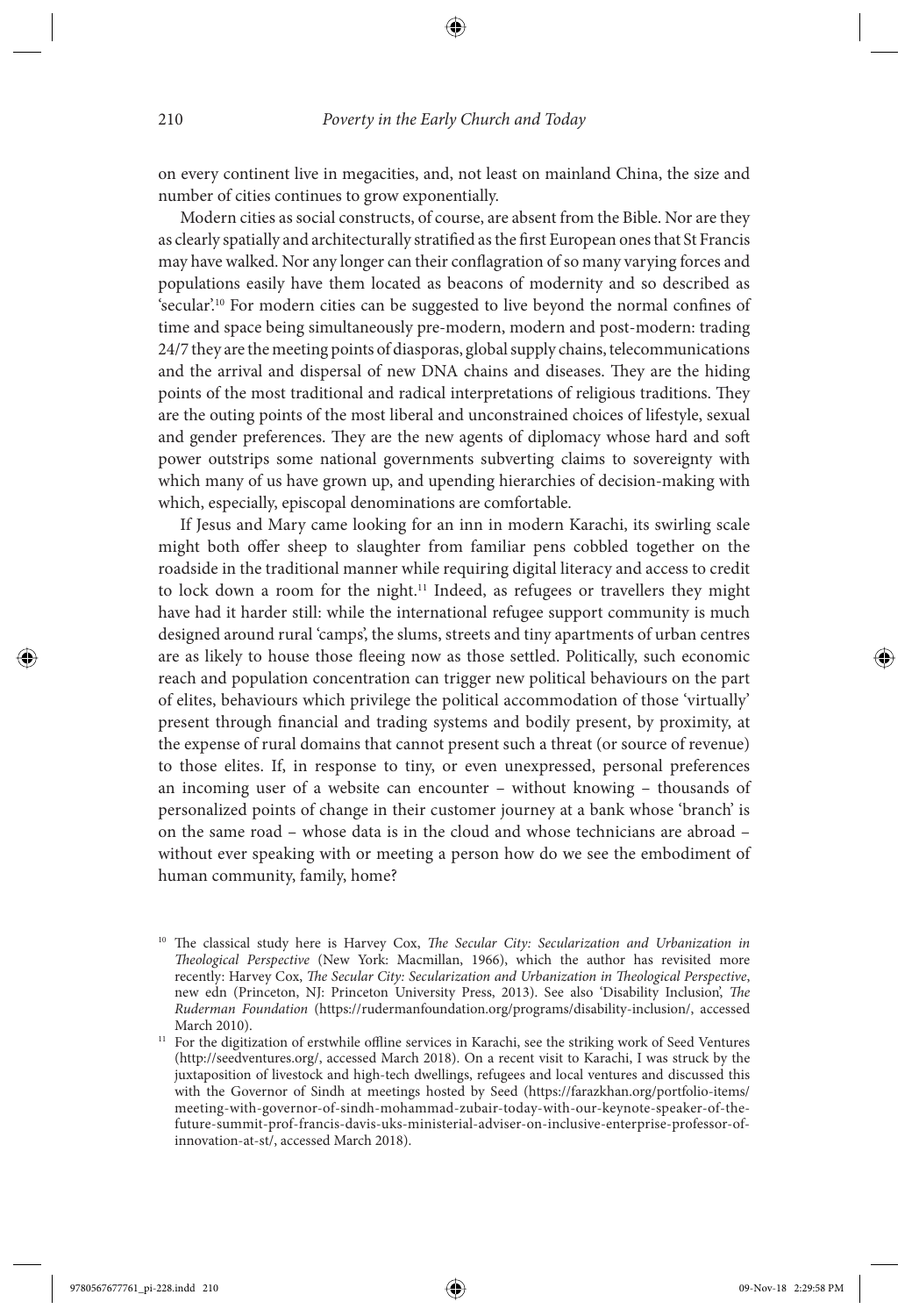on every continent live in megacities, and, not least on mainland China, the size and number of cities continues to grow exponentially.

Modern cities as social constructs, of course, are absent from the Bible. Nor are they as clearly spatially and architecturally stratified as the first European ones that St Francis may have walked. Nor any longer can their conflagration of so many varying forces and populations easily have them located as beacons of modernity and so described as 'secular'.[10] For modern cities can be suggested to live beyond the normal confines of time and space being simultaneously pre-modern, modern and post-modern: trading 24/7 they are the meeting points of diasporas, global supply chains, telecommunications and the arrival and dispersal of new DNA chains and diseases. They are the hiding points of the most traditional and radical interpretations of religious traditions. They are the outing points of the most liberal and unconstrained choices of lifestyle, sexual and gender preferences. They are the new agents of diplomacy whose hard and soft power outstrips some national governments subverting claims to sovereignty with which many of us have grown up, and upending hierarchies of decision-making with which, especially, episcopal denominations are comfortable.

If Jesus and Mary came looking for an inn in modern Karachi, its swirling scale might both offer sheep to slaughter from familiar pens cobbled together on the roadside in the traditional manner while requiring digital literacy and access to credit to lock down a room for the night.[11] Indeed, as refugees or travellers they might have had it harder still: while the international refugee support community is much designed around rural 'camps', the slums, streets and tiny apartments of urban centres are as likely to house those fleeing now as those settled. Politically, such economic reach and population concentration can trigger new political behaviours on the part of elites, behaviours which privilege the political accommodation of those 'virtually' present through financial and trading systems and bodily present, by proximity, at the expense of rural domains that cannot present such a threat (or source of revenue) to those elites. If, in response to tiny, or even unexpressed, personal preferences an incoming user of a website can encounter – without knowing – thousands of personalized points of change in their customer journey at a bank whose 'branch' is on the same road – whose data is in the cloud and whose technicians are abroad – without ever speaking with or meeting a person how do we see the embodiment of human community, family, home?

---

[10] The classical study here is Harvey Cox, *The Secular City: Secularization and Urbanization in Theological Perspective* (New York: Macmillan, 1966), which the author has revisited more recently: Harvey Cox, *The Secular City: Secularization and Urbanization in Theological Perspective*, new edn (Princeton, NJ: Princeton University Press, 2013). See also 'Disability Inclusion', *The Ruderman Foundation* (https://rudermanfoundation.org/programs/disability-inclusion/, accessed March 2010).

[11] For the digitization of erstwhile offline services in Karachi, see the striking work of Seed Ventures (http://seedventures.org/, accessed March 2018). On a recent visit to Karachi, I was struck by the juxtaposition of livestock and high-tech dwellings, refugees and local ventures and discussed this with the Governor of Sindh at meetings hosted by Seed (https://farazkhan.org/portfolio-items/meeting-with-governor-of-sindh-mohammad-zubair-today-with-our-keynote-speaker-of-the-future-summit-prof-francis-davis-uks-ministerial-adviser-on-inclusive-enterprise-professor-of-innovation-at-st/, accessed March 2018).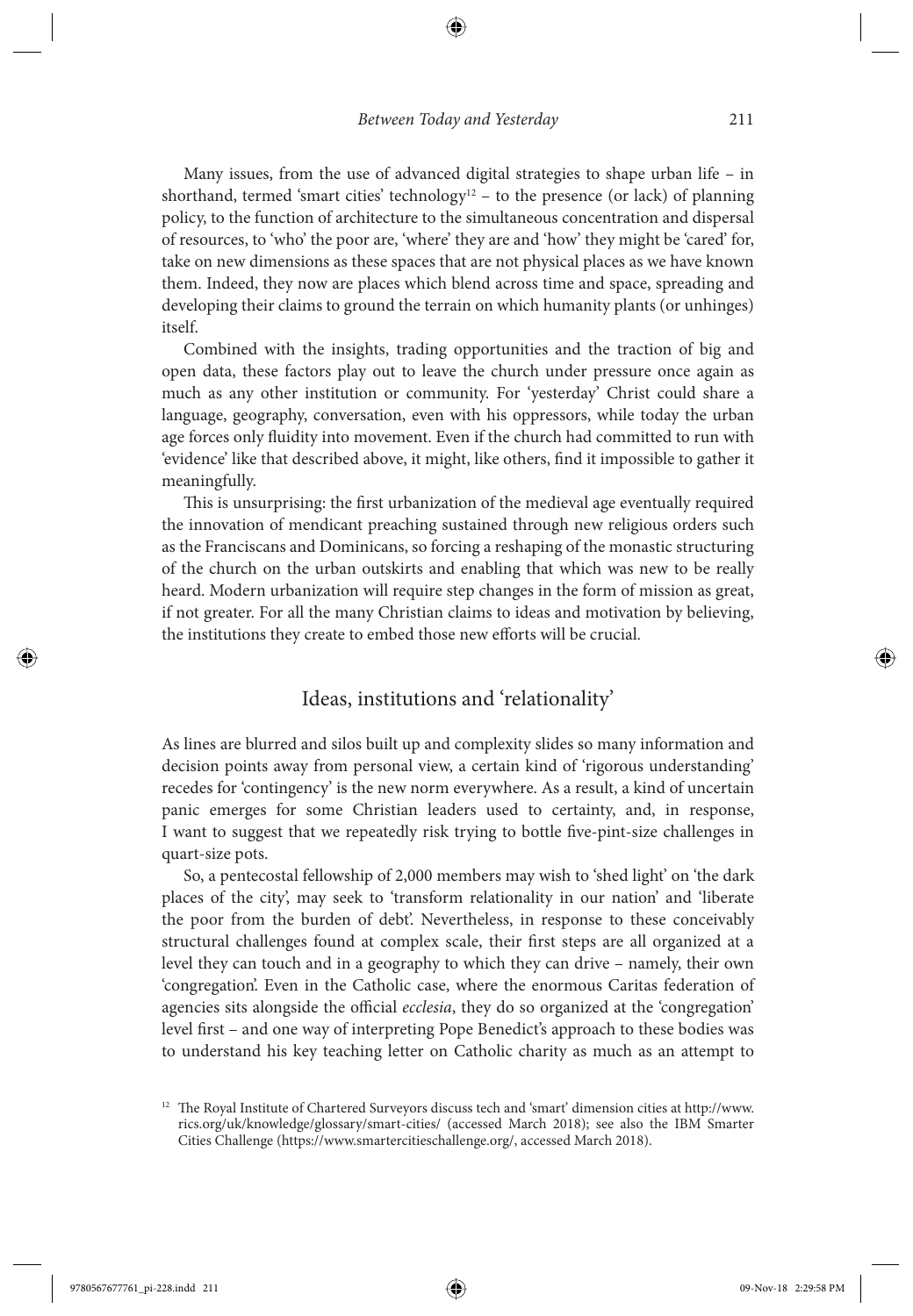Many issues, from the use of advanced digital strategies to shape urban life – in shorthand, termed 'smart cities' technology[12] – to the presence (or lack) of planning policy, to the function of architecture to the simultaneous concentration and dispersal of resources, to 'who' the poor are, 'where' they are and 'how' they might be 'cared' for, take on new dimensions as these spaces that are not physical places as we have known them. Indeed, they now are places which blend across time and space, spreading and developing their claims to ground the terrain on which humanity plants (or unhinges) itself.

Combined with the insights, trading opportunities and the traction of big and open data, these factors play out to leave the church under pressure once again as much as any other institution or community. For 'yesterday' Christ could share a language, geography, conversation, even with his oppressors, while today the urban age forces only fluidity into movement. Even if the church had committed to run with 'evidence' like that described above, it might, like others, find it impossible to gather it meaningfully.

This is unsurprising: the first urbanization of the medieval age eventually required the innovation of mendicant preaching sustained through new religious orders such as the Franciscans and Dominicans, so forcing a reshaping of the monastic structuring of the church on the urban outskirts and enabling that which was new to be really heard. Modern urbanization will require step changes in the form of mission as great, if not greater. For all the many Christian claims to ideas and motivation by believing, the institutions they create to embed those new efforts will be crucial.

## Ideas, institutions and 'relationality'

As lines are blurred and silos built up and complexity slides so many information and decision points away from personal view, a certain kind of 'rigorous understanding' recedes for 'contingency' is the new norm everywhere. As a result, a kind of uncertain panic emerges for some Christian leaders used to certainty, and, in response, I want to suggest that we repeatedly risk trying to bottle five-pint-size challenges in quart-size pots.

So, a pentecostal fellowship of 2,000 members may wish to 'shed light' on 'the dark places of the city', may seek to 'transform relationality in our nation' and 'liberate the poor from the burden of debt'. Nevertheless, in response to these conceivably structural challenges found at complex scale, their first steps are all organized at a level they can touch and in a geography to which they can drive – namely, their own 'congregation'. Even in the Catholic case, where the enormous Caritas federation of agencies sits alongside the official *ecclesia*, they do so organized at the 'congregation' level first – and one way of interpreting Pope Benedict's approach to these bodies was to understand his key teaching letter on Catholic charity as much as an attempt to

[12] The Royal Institute of Chartered Surveyors discuss tech and 'smart' dimension cities at http://www.rics.org/uk/knowledge/glossary/smart-cities/ (accessed March 2018); see also the IBM Smarter Cities Challenge (https://www.smartercitieschallenge.org/, accessed March 2018).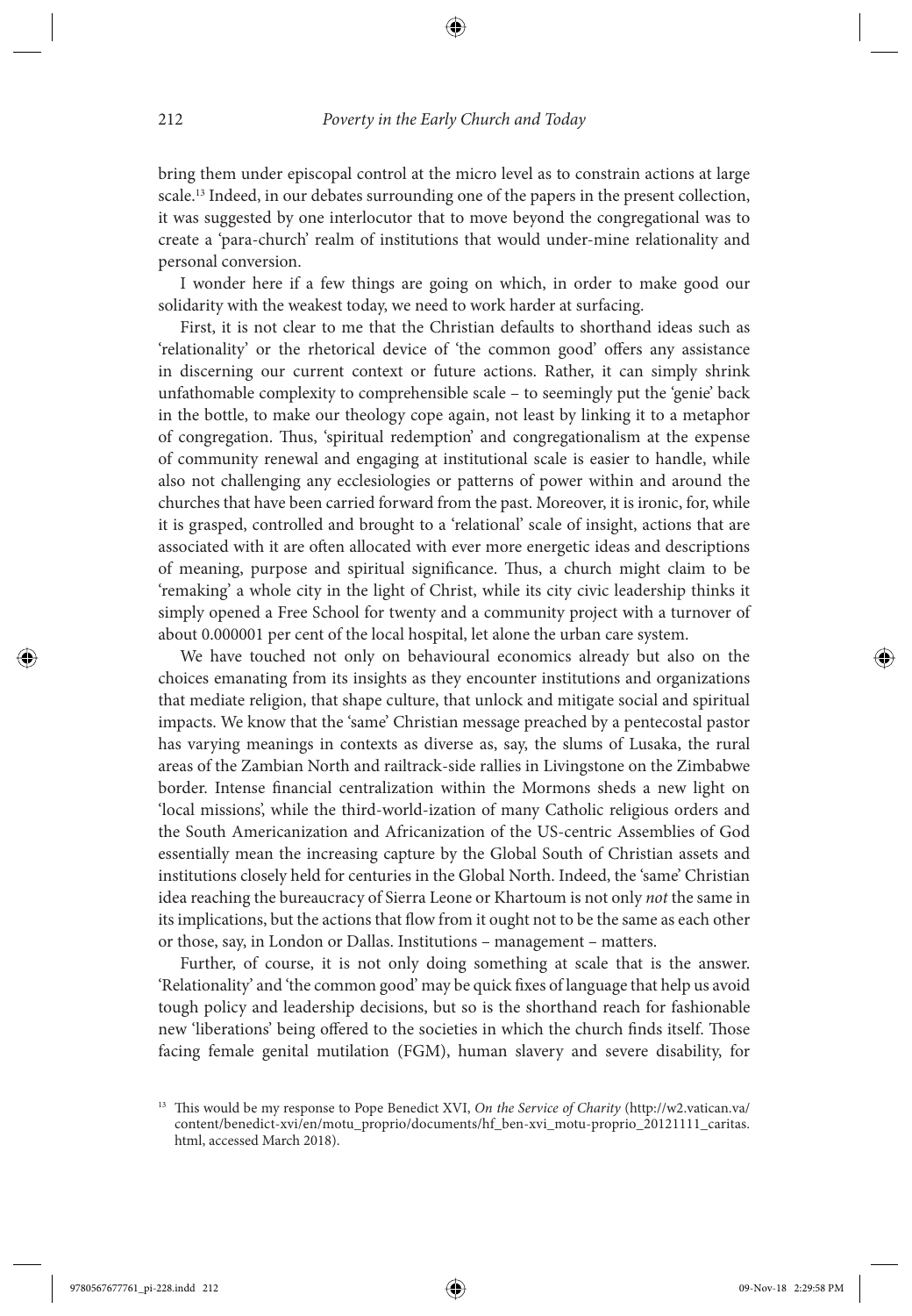bring them under episcopal control at the micro level as to constrain actions at large scale.[13] Indeed, in our debates surrounding one of the papers in the present collection, it was suggested by one interlocutor that to move beyond the congregational was to create a 'para-church' realm of institutions that would under-mine relationality and personal conversion.

I wonder here if a few things are going on which, in order to make good our solidarity with the weakest today, we need to work harder at surfacing.

First, it is not clear to me that the Christian defaults to shorthand ideas such as 'relationality' or the rhetorical device of 'the common good' offers any assistance in discerning our current context or future actions. Rather, it can simply shrink unfathomable complexity to comprehensible scale – to seemingly put the 'genie' back in the bottle, to make our theology cope again, not least by linking it to a metaphor of congregation. Thus, 'spiritual redemption' and congregationalism at the expense of community renewal and engaging at institutional scale is easier to handle, while also not challenging any ecclesiologies or patterns of power within and around the churches that have been carried forward from the past. Moreover, it is ironic, for, while it is grasped, controlled and brought to a 'relational' scale of insight, actions that are associated with it are often allocated with ever more energetic ideas and descriptions of meaning, purpose and spiritual significance. Thus, a church might claim to be 'remaking' a whole city in the light of Christ, while its city civic leadership thinks it simply opened a Free School for twenty and a community project with a turnover of about 0.000001 per cent of the local hospital, let alone the urban care system.

We have touched not only on behavioural economics already but also on the choices emanating from its insights as they encounter institutions and organizations that mediate religion, that shape culture, that unlock and mitigate social and spiritual impacts. We know that the 'same' Christian message preached by a pentecostal pastor has varying meanings in contexts as diverse as, say, the slums of Lusaka, the rural areas of the Zambian North and railtrack-side rallies in Livingstone on the Zimbabwe border. Intense financial centralization within the Mormons sheds a new light on 'local missions', while the third-world-ization of many Catholic religious orders and the South Americanization and Africanization of the US-centric Assemblies of God essentially mean the increasing capture by the Global South of Christian assets and institutions closely held for centuries in the Global North. Indeed, the 'same' Christian idea reaching the bureaucracy of Sierra Leone or Khartoum is not only *not* the same in its implications, but the actions that flow from it ought not to be the same as each other or those, say, in London or Dallas. Institutions – management – matters.

Further, of course, it is not only doing something at scale that is the answer. 'Relationality' and 'the common good' may be quick fixes of language that help us avoid tough policy and leadership decisions, but so is the shorthand reach for fashionable new 'liberations' being offered to the societies in which the church finds itself. Those facing female genital mutilation (FGM), human slavery and severe disability, for

[13] This would be my response to Pope Benedict XVI, *On the Service of Charity* (http://w2.vatican.va/content/benedict-xvi/en/motu_proprio/documents/hf_ben-xvi_motu-proprio_20121111_caritas.html, accessed March 2018).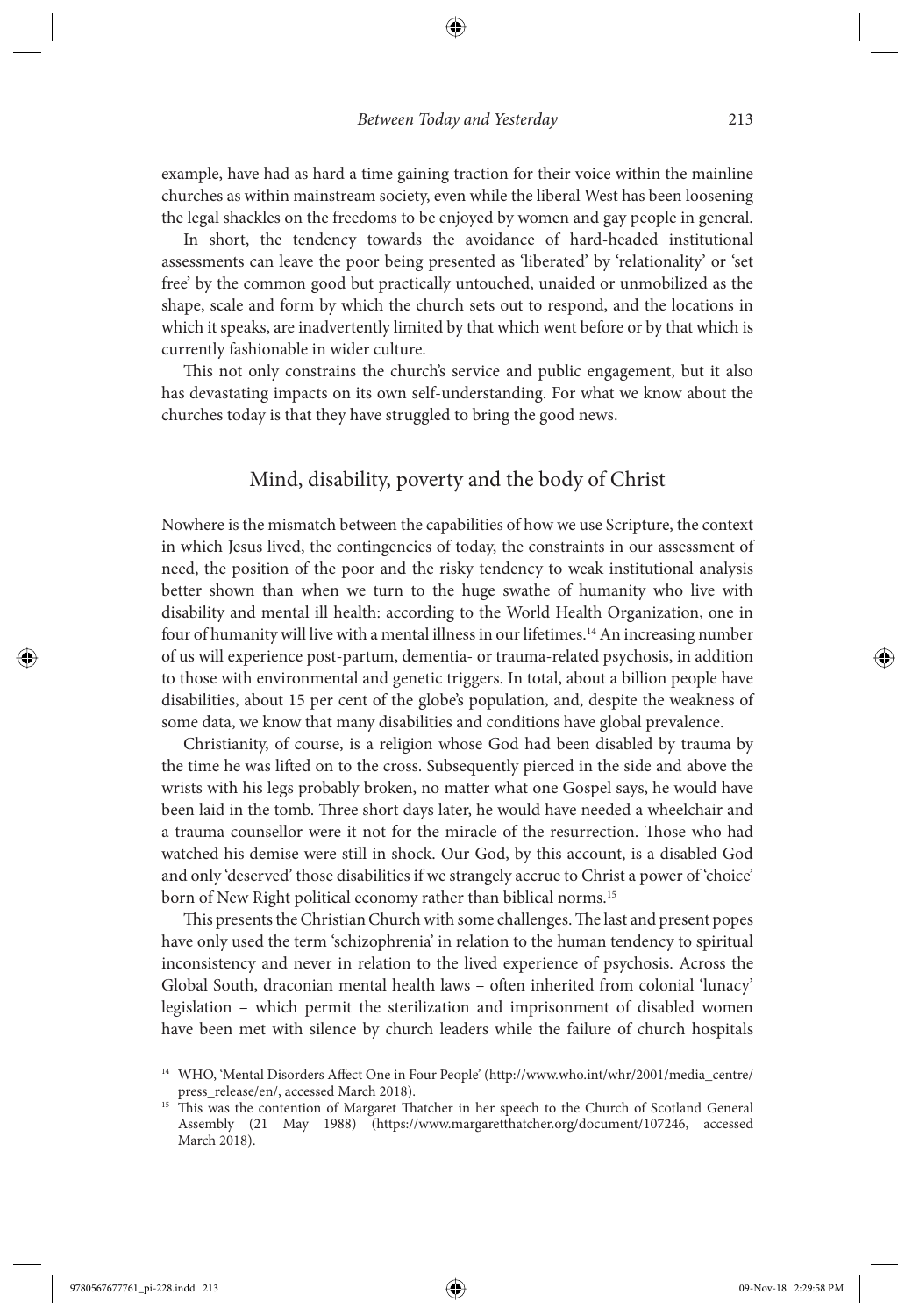example, have had as hard a time gaining traction for their voice within the mainline churches as within mainstream society, even while the liberal West has been loosening the legal shackles on the freedoms to be enjoyed by women and gay people in general.

In short, the tendency towards the avoidance of hard-headed institutional assessments can leave the poor being presented as 'liberated' by 'relationality' or 'set free' by the common good but practically untouched, unaided or unmobilized as the shape, scale and form by which the church sets out to respond, and the locations in which it speaks, are inadvertently limited by that which went before or by that which is currently fashionable in wider culture.

This not only constrains the church's service and public engagement, but it also has devastating impacts on its own self-understanding. For what we know about the churches today is that they have struggled to bring the good news.

## Mind, disability, poverty and the body of Christ

Nowhere is the mismatch between the capabilities of how we use Scripture, the context in which Jesus lived, the contingencies of today, the constraints in our assessment of need, the position of the poor and the risky tendency to weak institutional analysis better shown than when we turn to the huge swathe of humanity who live with disability and mental ill health: according to the World Health Organization, one in four of humanity will live with a mental illness in our lifetimes.[14] An increasing number of us will experience post-partum, dementia- or trauma-related psychosis, in addition to those with environmental and genetic triggers. In total, about a billion people have disabilities, about 15 per cent of the globe's population, and, despite the weakness of some data, we know that many disabilities and conditions have global prevalence.

Christianity, of course, is a religion whose God had been disabled by trauma by the time he was lifted on to the cross. Subsequently pierced in the side and above the wrists with his legs probably broken, no matter what one Gospel says, he would have been laid in the tomb. Three short days later, he would have needed a wheelchair and a trauma counsellor were it not for the miracle of the resurrection. Those who had watched his demise were still in shock. Our God, by this account, is a disabled God and only 'deserved' those disabilities if we strangely accrue to Christ a power of 'choice' born of New Right political economy rather than biblical norms.[15]

This presents the Christian Church with some challenges. The last and present popes have only used the term 'schizophrenia' in relation to the human tendency to spiritual inconsistency and never in relation to the lived experience of psychosis. Across the Global South, draconian mental health laws – often inherited from colonial 'lunacy' legislation – which permit the sterilization and imprisonment of disabled women have been met with silence by church leaders while the failure of church hospitals

---

[14] WHO, 'Mental Disorders Affect One in Four People' (http://www.who.int/whr/2001/media_centre/press_release/en/, accessed March 2018).

[15] This was the contention of Margaret Thatcher in her speech to the Church of Scotland General Assembly (21 May 1988) (https://www.margaretthatcher.org/document/107246, accessed March 2018).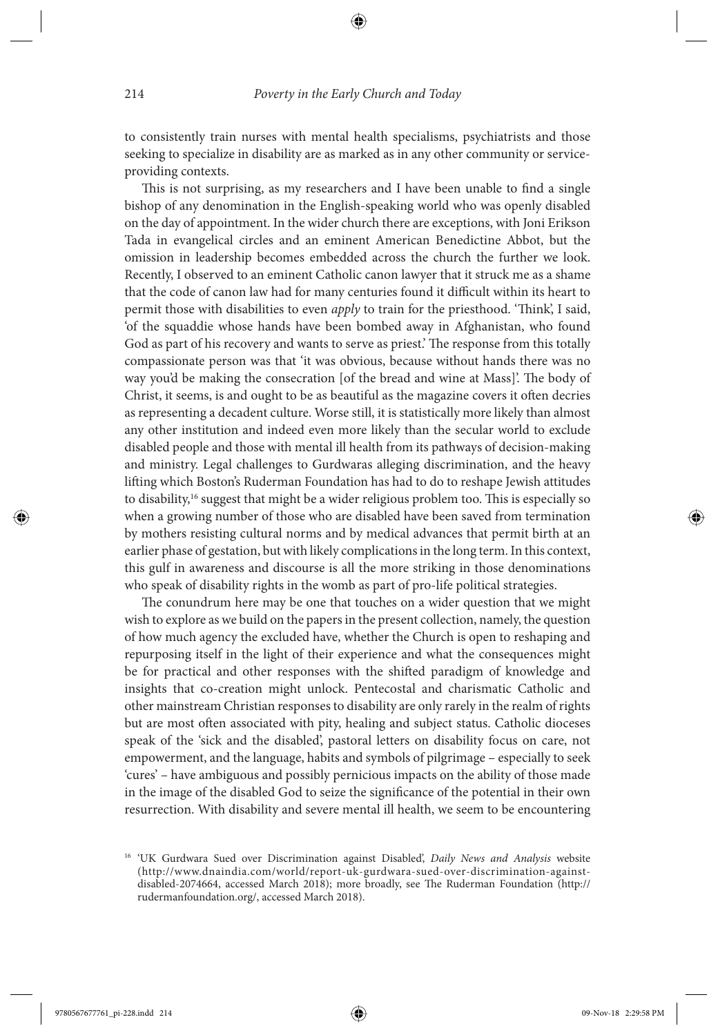to consistently train nurses with mental health specialisms, psychiatrists and those seeking to specialize in disability are as marked as in any other community or service-providing contexts.

This is not surprising, as my researchers and I have been unable to find a single bishop of any denomination in the English-speaking world who was openly disabled on the day of appointment. In the wider church there are exceptions, with Joni Erikson Tada in evangelical circles and an eminent American Benedictine Abbot, but the omission in leadership becomes embedded across the church the further we look. Recently, I observed to an eminent Catholic canon lawyer that it struck me as a shame that the code of canon law had for many centuries found it difficult within its heart to permit those with disabilities to even *apply* to train for the priesthood. 'Think', I said, 'of the squaddie whose hands have been bombed away in Afghanistan, who found God as part of his recovery and wants to serve as priest.' The response from this totally compassionate person was that 'it was obvious, because without hands there was no way you'd be making the consecration [of the bread and wine at Mass]'. The body of Christ, it seems, is and ought to be as beautiful as the magazine covers it often decries as representing a decadent culture. Worse still, it is statistically more likely than almost any other institution and indeed even more likely than the secular world to exclude disabled people and those with mental ill health from its pathways of decision-making and ministry. Legal challenges to Gurdwaras alleging discrimination, and the heavy lifting which Boston's Ruderman Foundation has had to do to reshape Jewish attitudes to disability,[16] suggest that might be a wider religious problem too. This is especially so when a growing number of those who are disabled have been saved from termination by mothers resisting cultural norms and by medical advances that permit birth at an earlier phase of gestation, but with likely complications in the long term. In this context, this gulf in awareness and discourse is all the more striking in those denominations who speak of disability rights in the womb as part of pro-life political strategies.

The conundrum here may be one that touches on a wider question that we might wish to explore as we build on the papers in the present collection, namely, the question of how much agency the excluded have, whether the Church is open to reshaping and repurposing itself in the light of their experience and what the consequences might be for practical and other responses with the shifted paradigm of knowledge and insights that co-creation might unlock. Pentecostal and charismatic Catholic and other mainstream Christian responses to disability are only rarely in the realm of rights but are most often associated with pity, healing and subject status. Catholic dioceses speak of the 'sick and the disabled', pastoral letters on disability focus on care, not empowerment, and the language, habits and symbols of pilgrimage – especially to seek 'cures' – have ambiguous and possibly pernicious impacts on the ability of those made in the image of the disabled God to seize the significance of the potential in their own resurrection. With disability and severe mental ill health, we seem to be encountering

[16] 'UK Gurdwara Sued over Discrimination against Disabled', *Daily News and Analysis* website (http://www.dnaindia.com/world/report-uk-gurdwara-sued-over-discrimination-against-disabled-2074664, accessed March 2018); more broadly, see The Ruderman Foundation (http://rudermanfoundation.org/, accessed March 2018).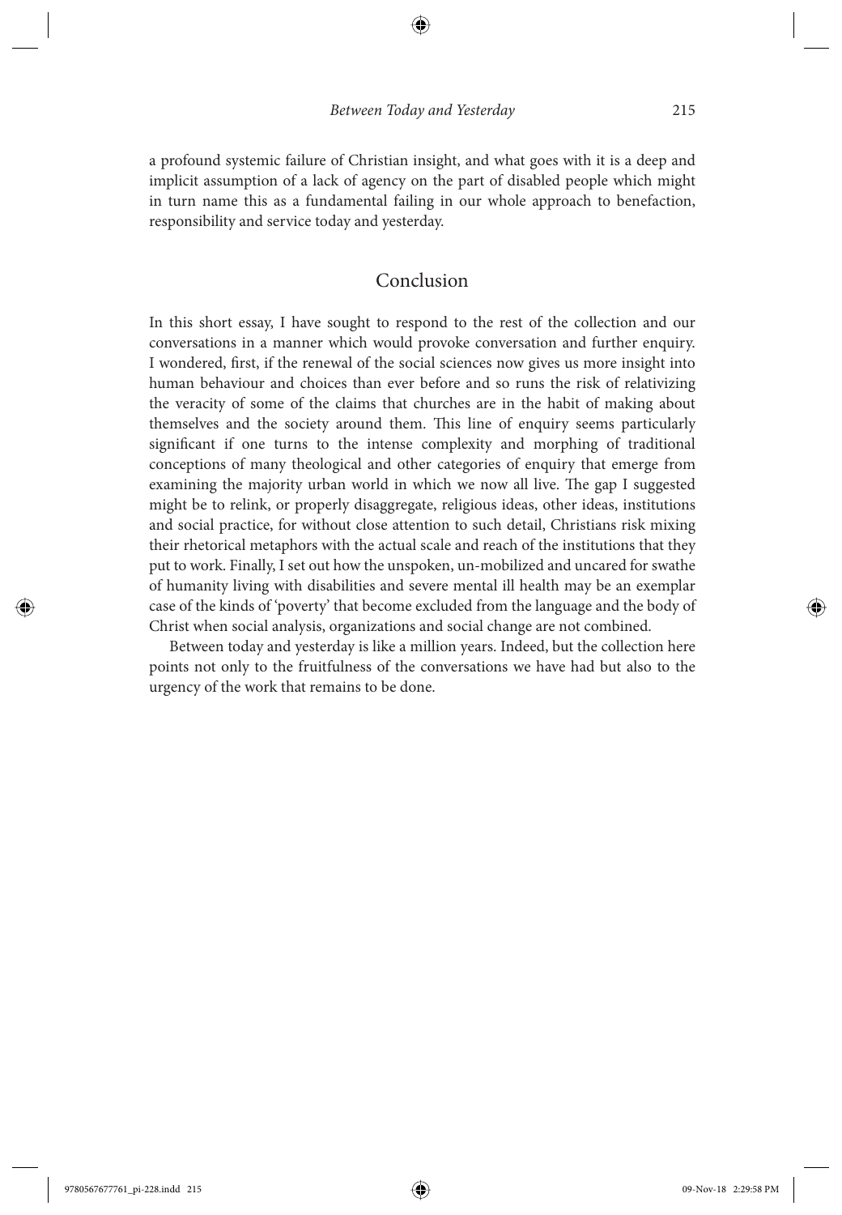a profound systemic failure of Christian insight, and what goes with it is a deep and implicit assumption of a lack of agency on the part of disabled people which might in turn name this as a fundamental failing in our whole approach to benefaction, responsibility and service today and yesterday.

## Conclusion

In this short essay, I have sought to respond to the rest of the collection and our conversations in a manner which would provoke conversation and further enquiry. I wondered, first, if the renewal of the social sciences now gives us more insight into human behaviour and choices than ever before and so runs the risk of relativizing the veracity of some of the claims that churches are in the habit of making about themselves and the society around them. This line of enquiry seems particularly significant if one turns to the intense complexity and morphing of traditional conceptions of many theological and other categories of enquiry that emerge from examining the majority urban world in which we now all live. The gap I suggested might be to relink, or properly disaggregate, religious ideas, other ideas, institutions and social practice, for without close attention to such detail, Christians risk mixing their rhetorical metaphors with the actual scale and reach of the institutions that they put to work. Finally, I set out how the unspoken, un-mobilized and uncared for swathe of humanity living with disabilities and severe mental ill health may be an exemplar case of the kinds of 'poverty' that become excluded from the language and the body of Christ when social analysis, organizations and social change are not combined.

Between today and yesterday is like a million years. Indeed, but the collection here points not only to the fruitfulness of the conversations we have had but also to the urgency of the work that remains to be done.